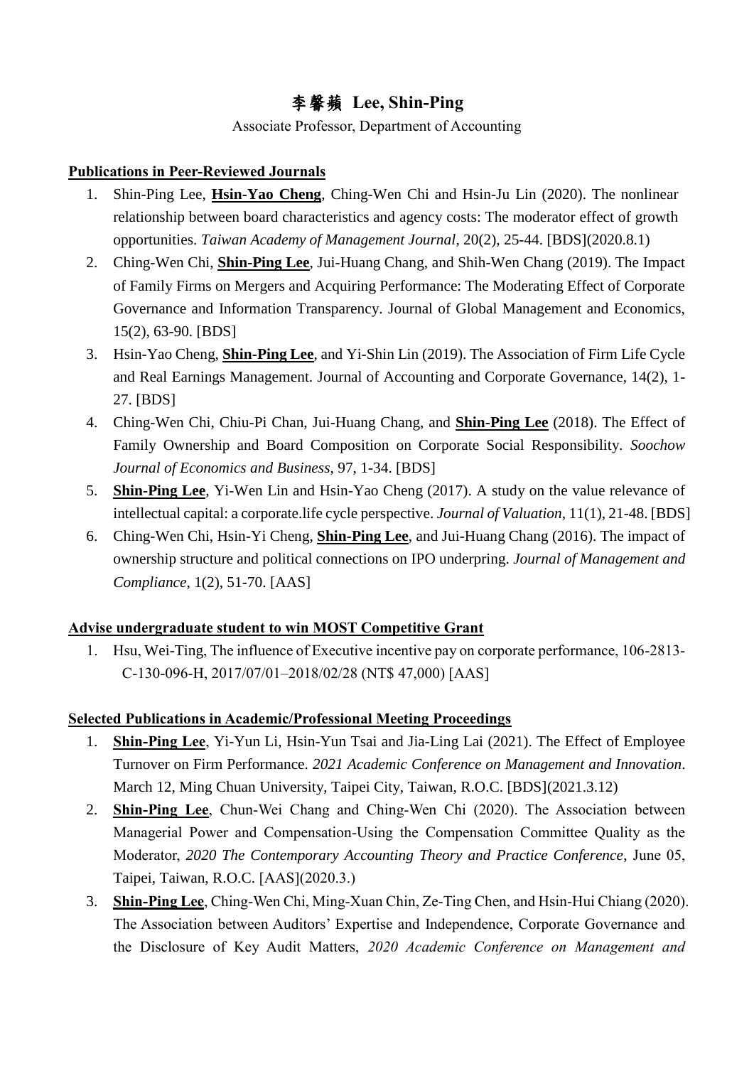# 李馨蘋 Lee, Shin-Ping

Associate Professor, Department of Accounting

## Publications in Peer-Reviewed Journals

1. Shin-Ping Lee, **Hsin-Yao Cheng**, Ching-Wen Chi and Hsin-Ju Lin (2020). The nonlinear relationship between board characteristics and agency costs: The moderator effect of growth opportunities. *Taiwan Academy of Management Journal*, 20(2), 25-44. [BDS](2020.8.1)
2. Ching-Wen Chi, **Shin-Ping Lee**, Jui-Huang Chang, and Shih-Wen Chang (2019). The Impact of Family Firms on Mergers and Acquiring Performance: The Moderating Effect of Corporate Governance and Information Transparency. Journal of Global Management and Economics, 15(2), 63-90. [BDS]
3. Hsin-Yao Cheng, **Shin-Ping Lee**, and Yi-Shin Lin (2019). The Association of Firm Life Cycle and Real Earnings Management. Journal of Accounting and Corporate Governance, 14(2), 1-27. [BDS]
4. Ching-Wen Chi, Chiu-Pi Chan, Jui-Huang Chang, and **Shin-Ping Lee** (2018). The Effect of Family Ownership and Board Composition on Corporate Social Responsibility. *Soochow Journal of Economics and Business*, 97, 1-34. [BDS]
5. **Shin-Ping Lee**, Yi-Wen Lin and Hsin-Yao Cheng (2017). A study on the value relevance of intellectual capital: a corporate.life cycle perspective. *Journal of Valuation*, 11(1), 21-48. [BDS]
6. Ching-Wen Chi, Hsin-Yi Cheng, **Shin-Ping Lee**, and Jui-Huang Chang (2016). The impact of ownership structure and political connections on IPO underpring. *Journal of Management and Compliance*, 1(2), 51-70. [AAS]

## Advise undergraduate student to win MOST Competitive Grant

1. Hsu, Wei-Ting, The influence of Executive incentive pay on corporate performance, 106-2813-C-130-096-H, 2017/07/01–2018/02/28 (NT$ 47,000) [AAS]

## Selected Publications in Academic/Professional Meeting Proceedings

1. **Shin-Ping Lee**, Yi-Yun Li, Hsin-Yun Tsai and Jia-Ling Lai (2021). The Effect of Employee Turnover on Firm Performance. *2021 Academic Conference on Management and Innovation*. March 12, Ming Chuan University, Taipei City, Taiwan, R.O.C. [BDS](2021.3.12)
2. **Shin-Ping Lee**, Chun-Wei Chang and Ching-Wen Chi (2020). The Association between Managerial Power and Compensation-Using the Compensation Committee Quality as the Moderator, *2020 The Contemporary Accounting Theory and Practice Conference*, June 05, Taipei, Taiwan, R.O.C. [AAS](2020.3.)
3. **Shin-Ping Lee**, Ching-Wen Chi, Ming-Xuan Chin, Ze-Ting Chen, and Hsin-Hui Chiang (2020). The Association between Auditors' Expertise and Independence, Corporate Governance and the Disclosure of Key Audit Matters, *2020 Academic Conference on Management and*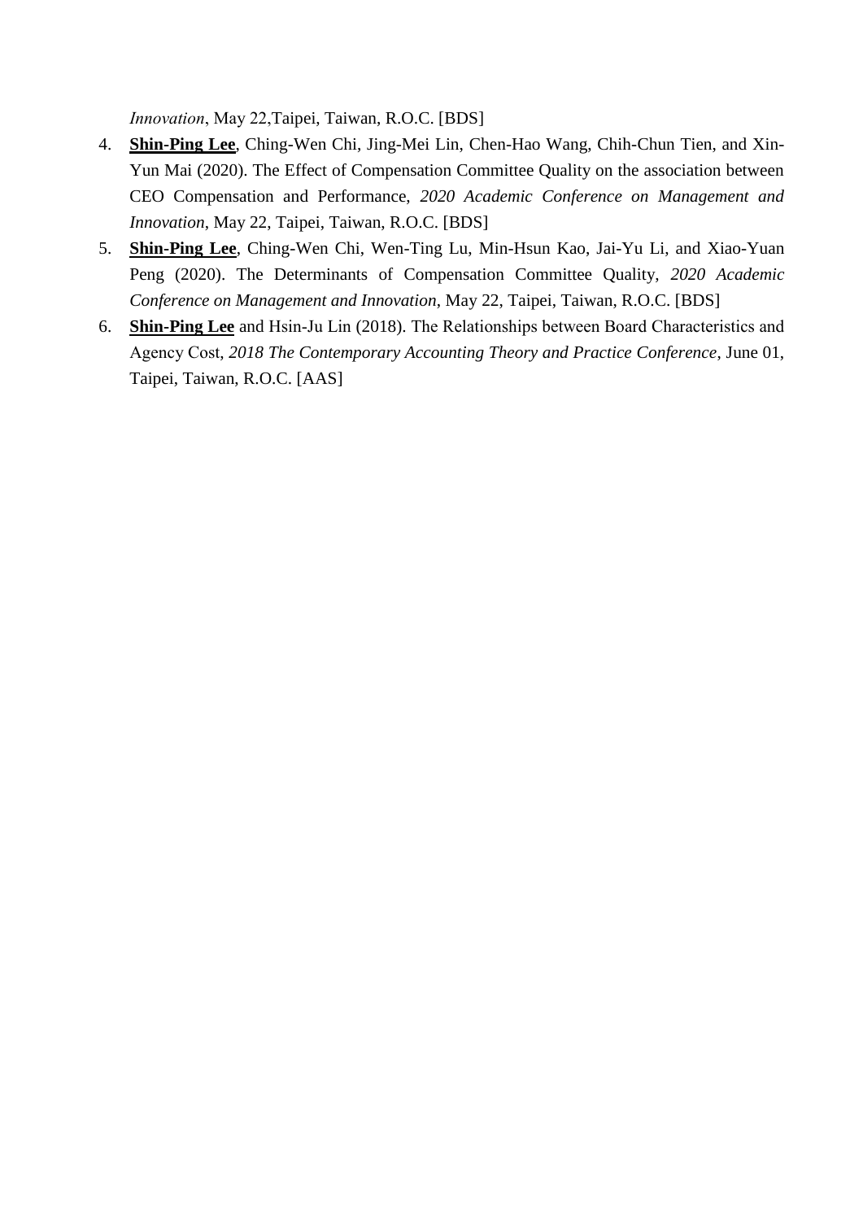*Innovation*, May 22,Taipei, Taiwan, R.O.C. [BDS]

4. **Shin-Ping Lee**, Ching-Wen Chi, Jing-Mei Lin, Chen-Hao Wang, Chih-Chun Tien, and Xin-Yun Mai (2020). The Effect of Compensation Committee Quality on the association between CEO Compensation and Performance, *2020 Academic Conference on Management and Innovation*, May 22, Taipei, Taiwan, R.O.C. [BDS]
5. **Shin-Ping Lee**, Ching-Wen Chi, Wen-Ting Lu, Min-Hsun Kao, Jai-Yu Li, and Xiao-Yuan Peng (2020). The Determinants of Compensation Committee Quality, *2020 Academic Conference on Management and Innovation*, May 22, Taipei, Taiwan, R.O.C. [BDS]
6. **Shin-Ping Lee** and Hsin-Ju Lin (2018). The Relationships between Board Characteristics and Agency Cost, *2018 The Contemporary Accounting Theory and Practice Conference*, June 01, Taipei, Taiwan, R.O.C. [AAS]